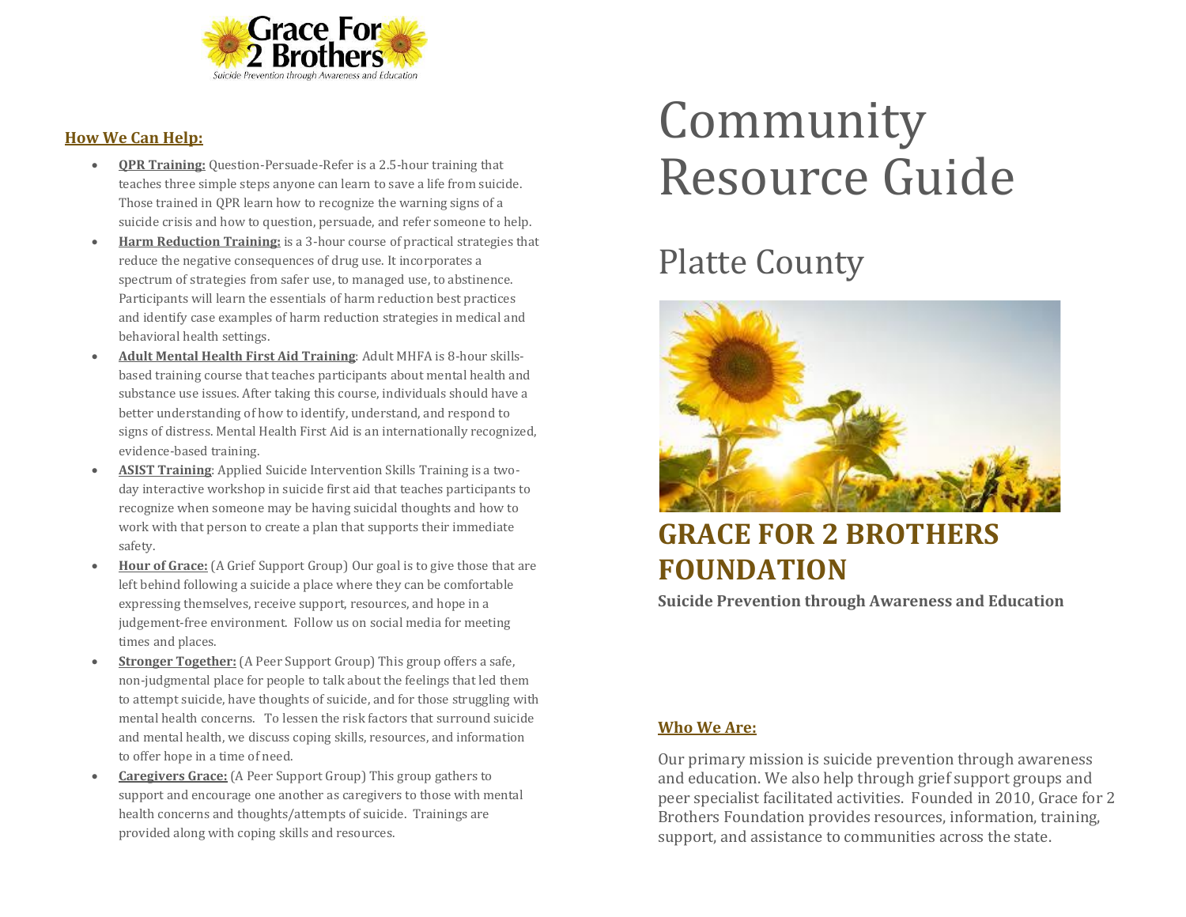Grace For 2 Brothers

*Suicide Prevention through Awareness and Education*

# Community Resource Guide

## Platte County

## GRACE FOR 2 BROTHERS FOUNDATION

**Suicide Prevention through Awareness and Education**

### Who We Are:

Our primary mission is suicide prevention through awareness and education. We also help through grief support groups and peer specialist facilitated activities. Founded in 2010, Grace for 2 Brothers Foundation provides resources, information, training, support, and assistance to communities across the state.

### How We Can Help:

- **QPR Training:** Question-Persuade-Refer is a 2.5-hour training that teaches three simple steps anyone can learn to save a life from suicide. Those trained in QPR learn how to recognize the warning signs of a suicide crisis and how to question, persuade, and refer someone to help.
- **Harm Reduction Training:** is a 3-hour course of practical strategies that reduce the negative consequences of drug use. It incorporates a spectrum of strategies from safer use, to managed use, to abstinence. Participants will learn the essentials of harm reduction best practices and identify case examples of harm reduction strategies in medical and behavioral health settings.
- **Adult Mental Health First Aid Training**: Adult MHFA is 8-hour skills-based training course that teaches participants about mental health and substance use issues. After taking this course, individuals should have a better understanding of how to identify, understand, and respond to signs of distress. Mental Health First Aid is an internationally recognized, evidence-based training.
- **ASIST Training**: Applied Suicide Intervention Skills Training is a two-day interactive workshop in suicide first aid that teaches participants to recognize when someone may be having suicidal thoughts and how to work with that person to create a plan that supports their immediate safety.
- **Hour of Grace:** (A Grief Support Group) Our goal is to give those that are left behind following a suicide a place where they can be comfortable expressing themselves, receive support, resources, and hope in a judgement-free environment. Follow us on social media for meeting times and places.
- **Stronger Together:** (A Peer Support Group) This group offers a safe, non-judgmental place for people to talk about the feelings that led them to attempt suicide, have thoughts of suicide, and for those struggling with mental health concerns. To lessen the risk factors that surround suicide and mental health, we discuss coping skills, resources, and information to offer hope in a time of need.
- **Caregivers Grace:** (A Peer Support Group) This group gathers to support and encourage one another as caregivers to those with mental health concerns and thoughts/attempts of suicide. Trainings are provided along with coping skills and resources.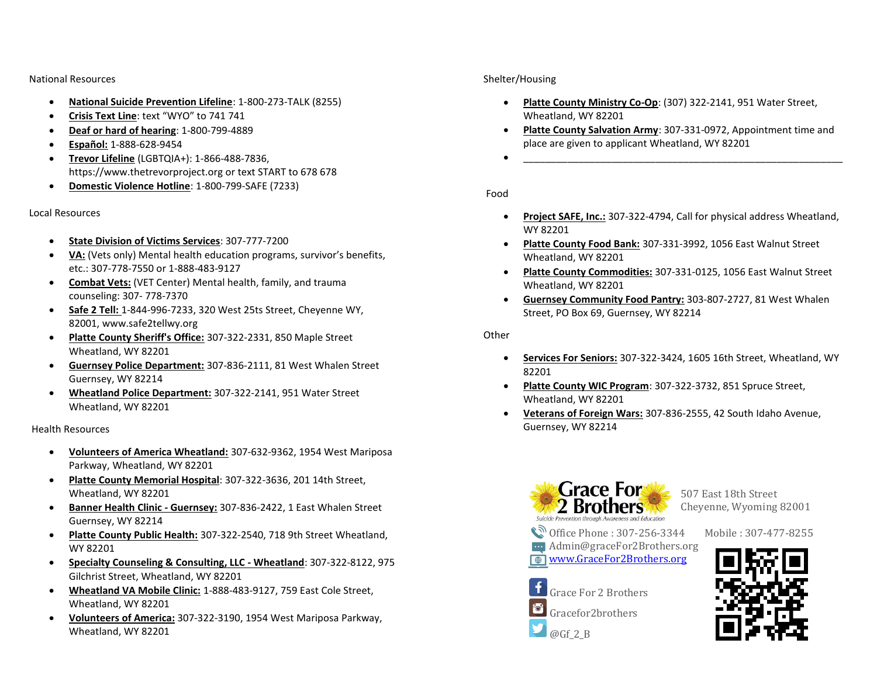## National Resources

- **National Suicide Prevention Lifeline**: 1-800-273-TALK (8255)
- **Crisis Text Line**: text "WYO" to 741 741
- **Deaf or hard of hearing**: 1-800-799-4889
- **Español:** 1-888-628-9454
- **Trevor Lifeline** (LGBTQIA+): 1-866-488-7836, https://www.thetrevorproject.org or text START to 678 678
- **Domestic Violence Hotline**: 1-800-799-SAFE (7233)

## Local Resources

- **State Division of Victims Services**: 307-777-7200
- **VA:** (Vets only) Mental health education programs, survivor's benefits, etc.: 307-778-7550 or 1-888-483-9127
- **Combat Vets:** (VET Center) Mental health, family, and trauma counseling: 307- 778-7370
- **Safe 2 Tell:** 1-844-996-7233, 320 West 25ts Street, Cheyenne WY, 82001, www.safe2tellwy.org
- **Platte County Sheriff's Office:** 307-322-2331, 850 Maple Street Wheatland, WY 82201
- **Guernsey Police Department:** 307-836-2111, 81 West Whalen Street Guernsey, WY 82214
- **Wheatland Police Department:** 307-322-2141, 951 Water Street Wheatland, WY 82201

## Health Resources

- **Volunteers of America Wheatland:** 307-632-9362, 1954 West Mariposa Parkway, Wheatland, WY 82201
- **Platte County Memorial Hospital**: 307-322-3636, 201 14th Street, Wheatland, WY 82201
- **Banner Health Clinic - Guernsey:** 307-836-2422, 1 East Whalen Street Guernsey, WY 82214
- **Platte County Public Health:** 307-322-2540, 718 9th Street Wheatland, WY 82201
- **Specialty Counseling & Consulting, LLC - Wheatland**: 307-322-8122, 975 Gilchrist Street, Wheatland, WY 82201
- **Wheatland VA Mobile Clinic:** 1-888-483-9127, 759 East Cole Street, Wheatland, WY 82201
- **Volunteers of America:** 307-322-3190, 1954 West Mariposa Parkway, Wheatland, WY 82201

## Shelter/Housing

- **Platte County Ministry Co-Op**: (307) 322-2141, 951 Water Street, Wheatland, WY 82201
- **Platte County Salvation Army**: 307-331-0972, Appointment time and place are given to applicant Wheatland, WY 82201
- ________________________________________________________

## Food

- **Project SAFE, Inc.:** 307-322-4794, Call for physical address Wheatland, WY 82201
- **Platte County Food Bank:** 307-331-3992, 1056 East Walnut Street Wheatland, WY 82201
- **Platte County Commodities:** 307-331-0125, 1056 East Walnut Street Wheatland, WY 82201
- **Guernsey Community Food Pantry:** 303-807-2727, 81 West Whalen Street, PO Box 69, Guernsey, WY 82214

## Other

- **Services For Seniors:** 307-322-3424, 1605 16th Street, Wheatland, WY 82201
- **Platte County WIC Program**: 307-322-3732, 851 Spruce Street, Wheatland, WY 82201
- **Veterans of Foreign Wars:** 307-836-2555, 42 South Idaho Avenue, Guernsey, WY 82214

**Grace For 2 Brothers**
*Suicide Prevention through Awareness and Education*

507 East 18th Street
Cheyenne, Wyoming 82001

Office Phone : 307-256-3344 Mobile : 307-477-8255
Admin@graceFor2Brothers.org
www.GraceFor2Brothers.org

Grace For 2 Brothers
Gracefor2brothers
@Gf_2_B